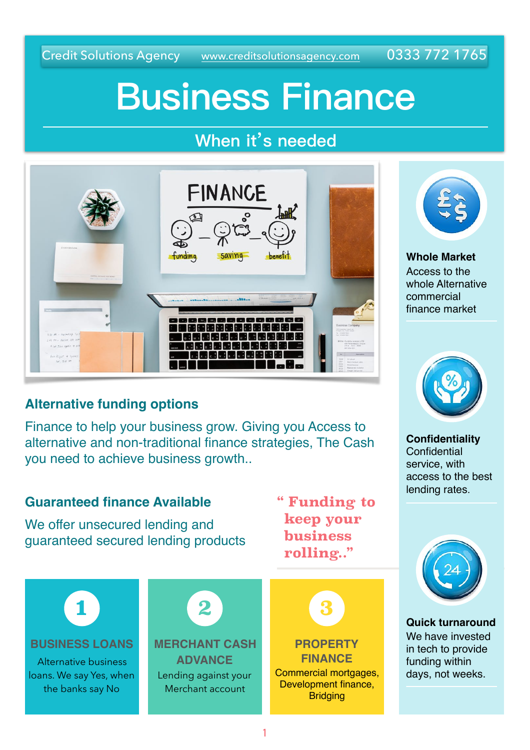Credit Solutions Agency www.creditsolutionsagency.com 0333 772 1765

# Business Finance

## When it's needed

### Alternative funding options

Finance to help your business grow. Giving you Access to alternative and non-traditional finance strategies, The Cash you need to achieve business growth..

### Guaranteed finance Available

We offer unsecured lending and guaranteed secured lending products

> " Funding to keep your business rolling.."

**1**

**BUSINESS LOANS**

Alternative business loans. We say Yes, when the banks say No

**2**

**MERCHANT CASH ADVANCE**

Lending against your Merchant account

**3**

**PROPERTY FINANCE**

Commercial mortgages, Development finance, Bridging

**Whole Market**
Access to the whole Alternative commercial finance market

**Confidentiality**
Confidential service, with access to the best lending rates.

**Quick turnaround**
We have invested in tech to provide funding within days, not weeks.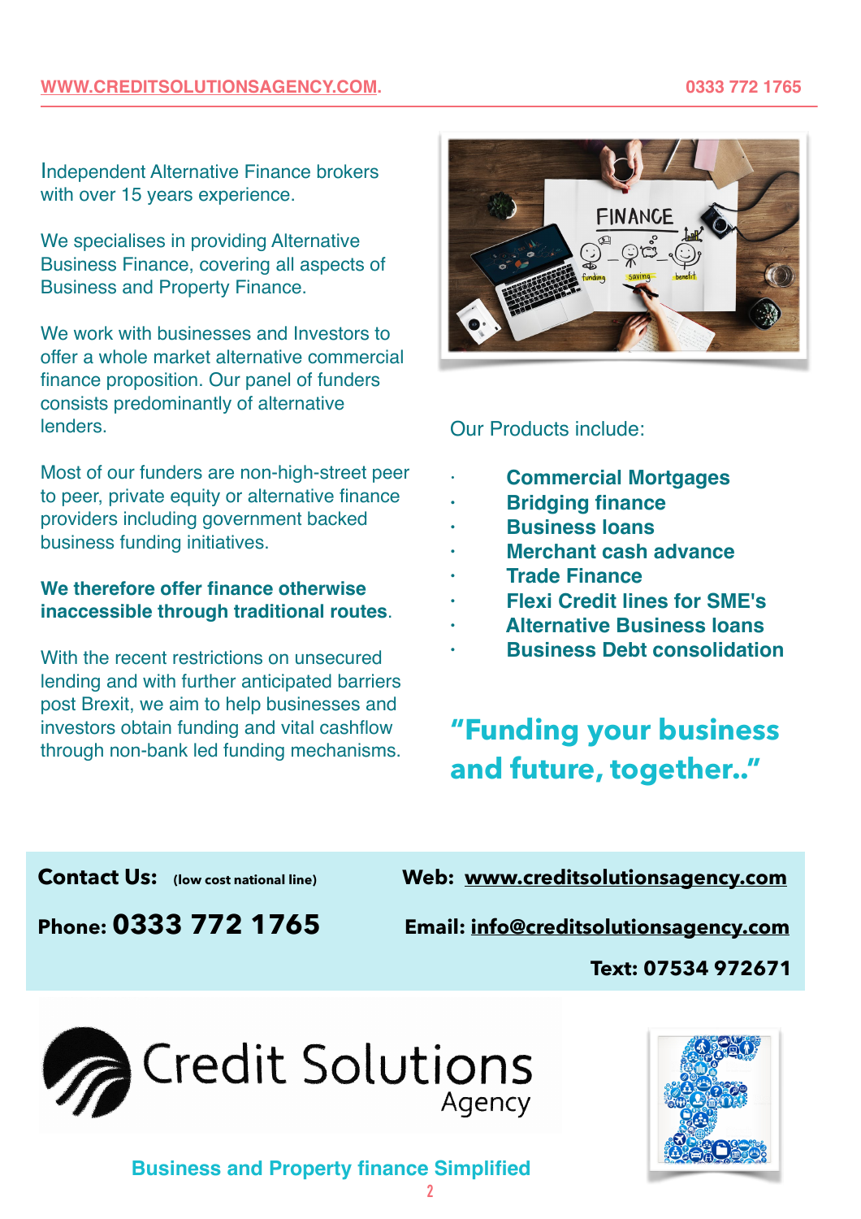Independent Alternative Finance brokers with over 15 years experience.

We specialises in providing Alternative Business Finance, covering all aspects of Business and Property Finance.

We work with businesses and Investors to offer a whole market alternative commercial finance proposition. Our panel of funders consists predominantly of alternative lenders.

Most of our funders are non-high-street peer to peer, private equity or alternative finance providers including government backed business funding initiatives.

**We therefore offer finance otherwise inaccessible through traditional routes**.

With the recent restrictions on unsecured lending and with further anticipated barriers post Brexit, we aim to help businesses and investors obtain funding and vital cashflow through non-bank led funding mechanisms.

Our Products include:

- **Commercial Mortgages**
- **Bridging finance**
- **Business loans**
- **Merchant cash advance**
- **Trade Finance**
- **Flexi Credit lines for SME's**
- **Alternative Business loans**
- **Business Debt consolidation**

## "Funding your business and future, together.."

**Contact Us:** (low cost national line)

**Phone: 0333 772 1765**

**Web: www.creditsolutionsagency.com**

**Email: info@creditsolutionsagency.com**

**Text: 07534 972671**

Credit Solutions Agency

**Business and Property finance Simplified**